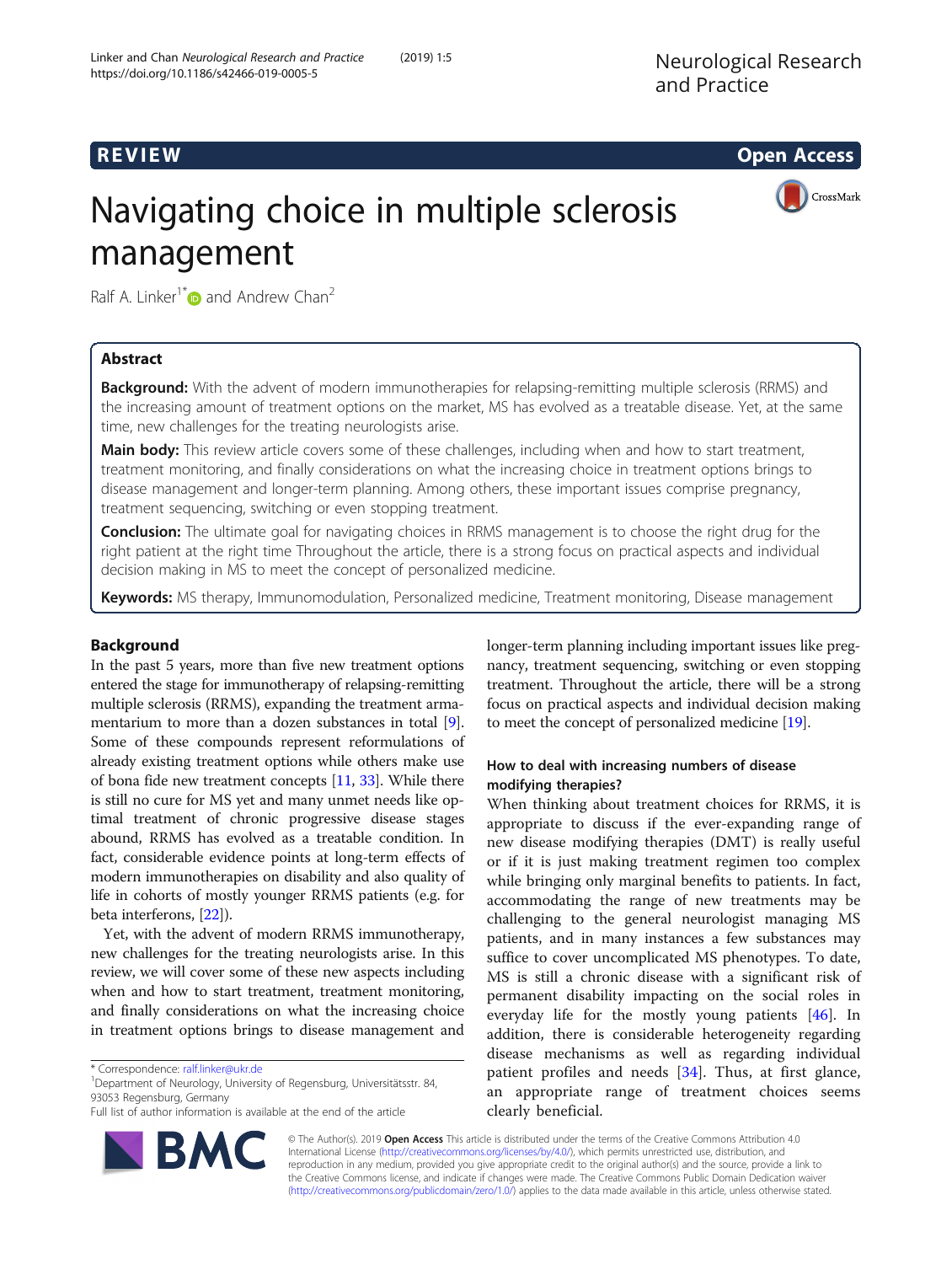REVIEW

Open Access

# Navigating choice in multiple sclerosis management

Ralf A. Linker[1*] and Andrew Chan[2]

## Abstract

**Background:** With the advent of modern immunotherapies for relapsing-remitting multiple sclerosis (RRMS) and the increasing amount of treatment options on the market, MS has evolved as a treatable disease. Yet, at the same time, new challenges for the treating neurologists arise.

**Main body:** This review article covers some of these challenges, including when and how to start treatment, treatment monitoring, and finally considerations on what the increasing choice in treatment options brings to disease management and longer-term planning. Among others, these important issues comprise pregnancy, treatment sequencing, switching or even stopping treatment.

**Conclusion:** The ultimate goal for navigating choices in RRMS management is to choose the right drug for the right patient at the right time Throughout the article, there is a strong focus on practical aspects and individual decision making in MS to meet the concept of personalized medicine.

**Keywords:** MS therapy, Immunomodulation, Personalized medicine, Treatment monitoring, Disease management

## Background

In the past 5 years, more than five new treatment options entered the stage for immunotherapy of relapsing-remitting multiple sclerosis (RRMS), expanding the treatment armamentarium to more than a dozen substances in total [9]. Some of these compounds represent reformulations of already existing treatment options while others make use of bona fide new treatment concepts [11, 33]. While there is still no cure for MS yet and many unmet needs like optimal treatment of chronic progressive disease stages abound, RRMS has evolved as a treatable condition. In fact, considerable evidence points at long-term effects of modern immunotherapies on disability and also quality of life in cohorts of mostly younger RRMS patients (e.g. for beta interferons, [22]).

Yet, with the advent of modern RRMS immunotherapy, new challenges for the treating neurologists arise. In this review, we will cover some of these new aspects including when and how to start treatment, treatment monitoring, and finally considerations on what the increasing choice in treatment options brings to disease management and longer-term planning including important issues like pregnancy, treatment sequencing, switching or even stopping treatment. Throughout the article, there will be a strong focus on practical aspects and individual decision making to meet the concept of personalized medicine [19].

### How to deal with increasing numbers of disease modifying therapies?

When thinking about treatment choices for RRMS, it is appropriate to discuss if the ever-expanding range of new disease modifying therapies (DMT) is really useful or if it is just making treatment regimen too complex while bringing only marginal benefits to patients. In fact, accommodating the range of new treatments may be challenging to the general neurologist managing MS patients, and in many instances a few substances may suffice to cover uncomplicated MS phenotypes. To date, MS is still a chronic disease with a significant risk of permanent disability impacting on the social roles in everyday life for the mostly young patients [46]. In addition, there is considerable heterogeneity regarding disease mechanisms as well as regarding individual patient profiles and needs [34]. Thus, at first glance, an appropriate range of treatment choices seems clearly beneficial.

* Correspondence: ralf.linker@ukr.de

[1]Department of Neurology, University of Regensburg, Universitätsstr. 84, 93053 Regensburg, Germany

Full list of author information is available at the end of the article

© The Author(s). 2019 **Open Access** This article is distributed under the terms of the Creative Commons Attribution 4.0 International License (http://creativecommons.org/licenses/by/4.0/), which permits unrestricted use, distribution, and reproduction in any medium, provided you give appropriate credit to the original author(s) and the source, provide a link to the Creative Commons license, and indicate if changes were made. The Creative Commons Public Domain Dedication waiver (http://creativecommons.org/publicdomain/zero/1.0/) applies to the data made available in this article, unless otherwise stated.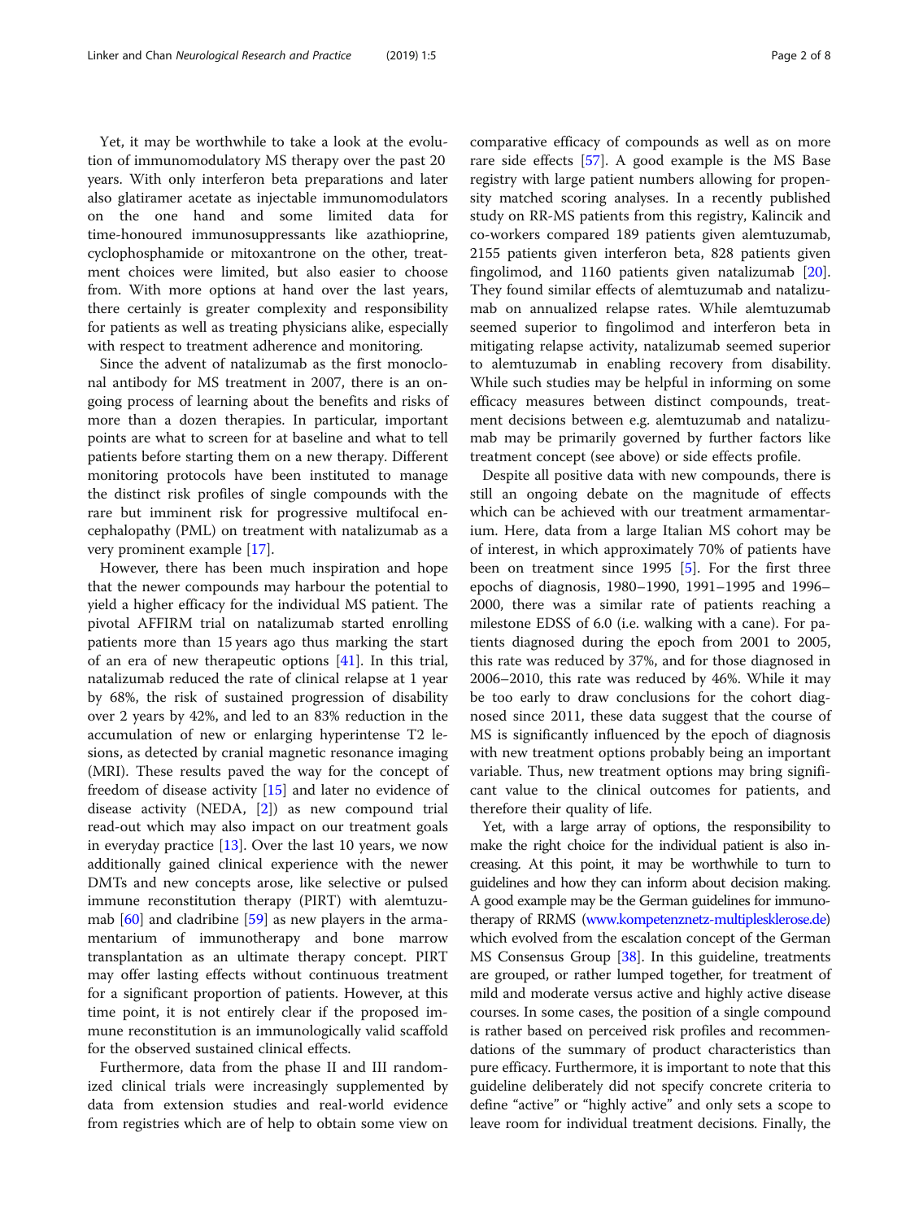Yet, it may be worthwhile to take a look at the evolution of immunomodulatory MS therapy over the past 20 years. With only interferon beta preparations and later also glatiramer acetate as injectable immunomodulators on the one hand and some limited data for time-honoured immunosuppressants like azathioprine, cyclophosphamide or mitoxantrone on the other, treatment choices were limited, but also easier to choose from. With more options at hand over the last years, there certainly is greater complexity and responsibility for patients as well as treating physicians alike, especially with respect to treatment adherence and monitoring.

Since the advent of natalizumab as the first monoclonal antibody for MS treatment in 2007, there is an ongoing process of learning about the benefits and risks of more than a dozen therapies. In particular, important points are what to screen for at baseline and what to tell patients before starting them on a new therapy. Different monitoring protocols have been instituted to manage the distinct risk profiles of single compounds with the rare but imminent risk for progressive multifocal encephalopathy (PML) on treatment with natalizumab as a very prominent example [17].

However, there has been much inspiration and hope that the newer compounds may harbour the potential to yield a higher efficacy for the individual MS patient. The pivotal AFFIRM trial on natalizumab started enrolling patients more than 15 years ago thus marking the start of an era of new therapeutic options [41]. In this trial, natalizumab reduced the rate of clinical relapse at 1 year by 68%, the risk of sustained progression of disability over 2 years by 42%, and led to an 83% reduction in the accumulation of new or enlarging hyperintense T2 lesions, as detected by cranial magnetic resonance imaging (MRI). These results paved the way for the concept of freedom of disease activity [15] and later no evidence of disease activity (NEDA, [2]) as new compound trial read-out which may also impact on our treatment goals in everyday practice [13]. Over the last 10 years, we now additionally gained clinical experience with the newer DMTs and new concepts arose, like selective or pulsed immune reconstitution therapy (PIRT) with alemtuzumab [60] and cladribine [59] as new players in the armamentarium of immunotherapy and bone marrow transplantation as an ultimate therapy concept. PIRT may offer lasting effects without continuous treatment for a significant proportion of patients. However, at this time point, it is not entirely clear if the proposed immune reconstitution is an immunologically valid scaffold for the observed sustained clinical effects.

Furthermore, data from the phase II and III randomized clinical trials were increasingly supplemented by data from extension studies and real-world evidence from registries which are of help to obtain some view on comparative efficacy of compounds as well as on more rare side effects [57]. A good example is the MS Base registry with large patient numbers allowing for propensity matched scoring analyses. In a recently published study on RR-MS patients from this registry, Kalincik and co-workers compared 189 patients given alemtuzumab, 2155 patients given interferon beta, 828 patients given fingolimod, and 1160 patients given natalizumab [20]. They found similar effects of alemtuzumab and natalizumab on annualized relapse rates. While alemtuzumab seemed superior to fingolimod and interferon beta in mitigating relapse activity, natalizumab seemed superior to alemtuzumab in enabling recovery from disability. While such studies may be helpful in informing on some efficacy measures between distinct compounds, treatment decisions between e.g. alemtuzumab and natalizumab may be primarily governed by further factors like treatment concept (see above) or side effects profile.

Despite all positive data with new compounds, there is still an ongoing debate on the magnitude of effects which can be achieved with our treatment armamentarium. Here, data from a large Italian MS cohort may be of interest, in which approximately 70% of patients have been on treatment since 1995 [5]. For the first three epochs of diagnosis, 1980–1990, 1991–1995 and 1996–2000, there was a similar rate of patients reaching a milestone EDSS of 6.0 (i.e. walking with a cane). For patients diagnosed during the epoch from 2001 to 2005, this rate was reduced by 37%, and for those diagnosed in 2006–2010, this rate was reduced by 46%. While it may be too early to draw conclusions for the cohort diagnosed since 2011, these data suggest that the course of MS is significantly influenced by the epoch of diagnosis with new treatment options probably being an important variable. Thus, new treatment options may bring significant value to the clinical outcomes for patients, and therefore their quality of life.

Yet, with a large array of options, the responsibility to make the right choice for the individual patient is also increasing. At this point, it may be worthwhile to turn to guidelines and how they can inform about decision making. A good example may be the German guidelines for immunotherapy of RRMS (www.kompetenznetz-multiplesklerose.de) which evolved from the escalation concept of the German MS Consensus Group [38]. In this guideline, treatments are grouped, or rather lumped together, for treatment of mild and moderate versus active and highly active disease courses. In some cases, the position of a single compound is rather based on perceived risk profiles and recommendations of the summary of product characteristics than pure efficacy. Furthermore, it is important to note that this guideline deliberately did not specify concrete criteria to define "active" or "highly active" and only sets a scope to leave room for individual treatment decisions. Finally, the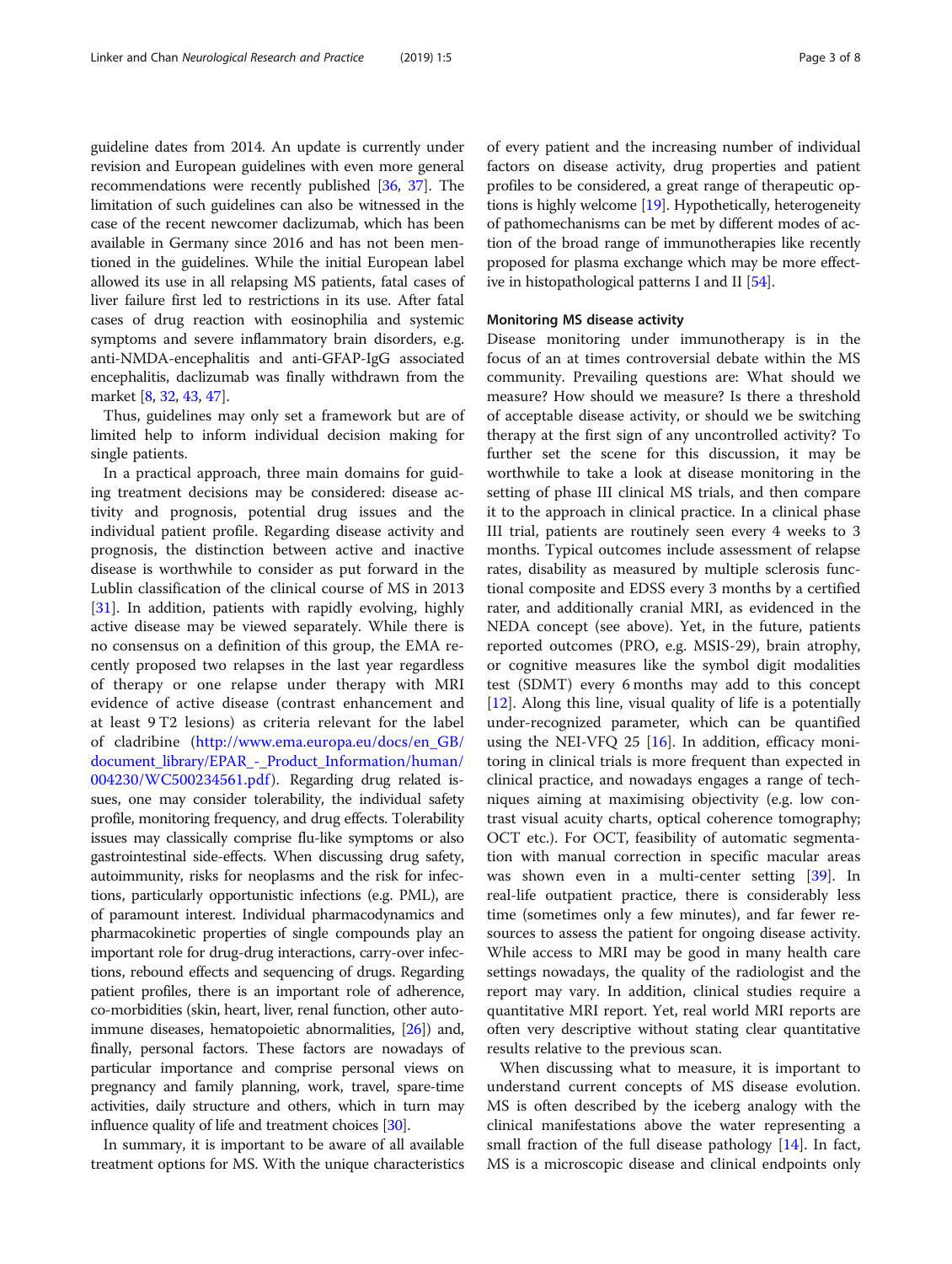guideline dates from 2014. An update is currently under revision and European guidelines with even more general recommendations were recently published [36, 37]. The limitation of such guidelines can also be witnessed in the case of the recent newcomer daclizumab, which has been available in Germany since 2016 and has not been mentioned in the guidelines. While the initial European label allowed its use in all relapsing MS patients, fatal cases of liver failure first led to restrictions in its use. After fatal cases of drug reaction with eosinophilia and systemic symptoms and severe inflammatory brain disorders, e.g. anti-NMDA-encephalitis and anti-GFAP-IgG associated encephalitis, daclizumab was finally withdrawn from the market [8, 32, 43, 47].

Thus, guidelines may only set a framework but are of limited help to inform individual decision making for single patients.

In a practical approach, three main domains for guiding treatment decisions may be considered: disease activity and prognosis, potential drug issues and the individual patient profile. Regarding disease activity and prognosis, the distinction between active and inactive disease is worthwhile to consider as put forward in the Lublin classification of the clinical course of MS in 2013 [31]. In addition, patients with rapidly evolving, highly active disease may be viewed separately. While there is no consensus on a definition of this group, the EMA recently proposed two relapses in the last year regardless of therapy or one relapse under therapy with MRI evidence of active disease (contrast enhancement and at least 9 T2 lesions) as criteria relevant for the label of cladribine (http://www.ema.europa.eu/docs/en_GB/document_library/EPAR_-_Product_Information/human/004230/WC500234561.pdf). Regarding drug related issues, one may consider tolerability, the individual safety profile, monitoring frequency, and drug effects. Tolerability issues may classically comprise flu-like symptoms or also gastrointestinal side-effects. When discussing drug safety, autoimmunity, risks for neoplasms and the risk for infections, particularly opportunistic infections (e.g. PML), are of paramount interest. Individual pharmacodynamics and pharmacokinetic properties of single compounds play an important role for drug-drug interactions, carry-over infections, rebound effects and sequencing of drugs. Regarding patient profiles, there is an important role of adherence, co-morbidities (skin, heart, liver, renal function, other autoimmune diseases, hematopoietic abnormalities, [26]) and, finally, personal factors. These factors are nowadays of particular importance and comprise personal views on pregnancy and family planning, work, travel, spare-time activities, daily structure and others, which in turn may influence quality of life and treatment choices [30].

In summary, it is important to be aware of all available treatment options for MS. With the unique characteristics of every patient and the increasing number of individual factors on disease activity, drug properties and patient profiles to be considered, a great range of therapeutic options is highly welcome [19]. Hypothetically, heterogeneity of pathomechanisms can be met by different modes of action of the broad range of immunotherapies like recently proposed for plasma exchange which may be more effective in histopathological patterns I and II [54].

#### Monitoring MS disease activity

Disease monitoring under immunotherapy is in the focus of an at times controversial debate within the MS community. Prevailing questions are: What should we measure? How should we measure? Is there a threshold of acceptable disease activity, or should we be switching therapy at the first sign of any uncontrolled activity? To further set the scene for this discussion, it may be worthwhile to take a look at disease monitoring in the setting of phase III clinical MS trials, and then compare it to the approach in clinical practice. In a clinical phase III trial, patients are routinely seen every 4 weeks to 3 months. Typical outcomes include assessment of relapse rates, disability as measured by multiple sclerosis functional composite and EDSS every 3 months by a certified rater, and additionally cranial MRI, as evidenced in the NEDA concept (see above). Yet, in the future, patients reported outcomes (PRO, e.g. MSIS-29), brain atrophy, or cognitive measures like the symbol digit modalities test (SDMT) every 6 months may add to this concept [12]. Along this line, visual quality of life is a potentially under-recognized parameter, which can be quantified using the NEI-VFQ 25 [16]. In addition, efficacy monitoring in clinical trials is more frequent than expected in clinical practice, and nowadays engages a range of techniques aiming at maximising objectivity (e.g. low contrast visual acuity charts, optical coherence tomography; OCT etc.). For OCT, feasibility of automatic segmentation with manual correction in specific macular areas was shown even in a multi-center setting [39]. In real-life outpatient practice, there is considerably less time (sometimes only a few minutes), and far fewer resources to assess the patient for ongoing disease activity. While access to MRI may be good in many health care settings nowadays, the quality of the radiologist and the report may vary. In addition, clinical studies require a quantitative MRI report. Yet, real world MRI reports are often very descriptive without stating clear quantitative results relative to the previous scan.

When discussing what to measure, it is important to understand current concepts of MS disease evolution. MS is often described by the iceberg analogy with the clinical manifestations above the water representing a small fraction of the full disease pathology [14]. In fact, MS is a microscopic disease and clinical endpoints only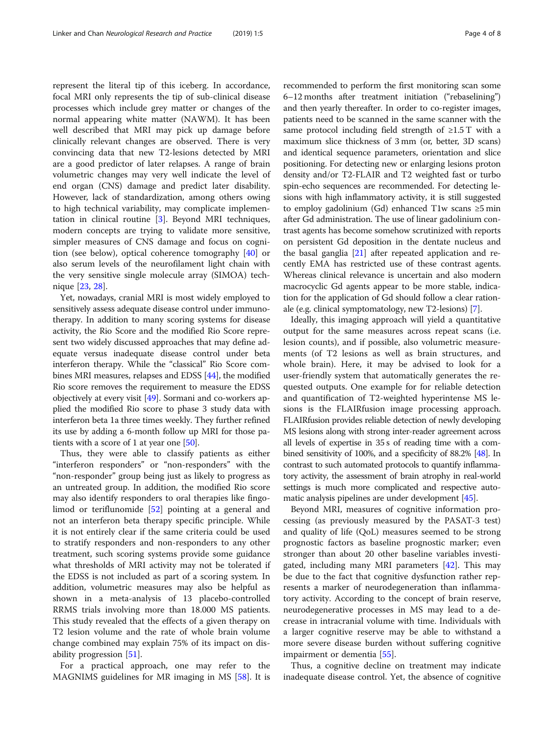represent the literal tip of this iceberg. In accordance, focal MRI only represents the tip of sub-clinical disease processes which include grey matter or changes of the normal appearing white matter (NAWM). It has been well described that MRI may pick up damage before clinically relevant changes are observed. There is very convincing data that new T2-lesions detected by MRI are a good predictor of later relapses. A range of brain volumetric changes may very well indicate the level of end organ (CNS) damage and predict later disability. However, lack of standardization, among others owing to high technical variability, may complicate implementation in clinical routine [3]. Beyond MRI techniques, modern concepts are trying to validate more sensitive, simpler measures of CNS damage and focus on cognition (see below), optical coherence tomography [40] or also serum levels of the neurofilament light chain with the very sensitive single molecule array (SIMOA) technique [23, 28].

Yet, nowadays, cranial MRI is most widely employed to sensitively assess adequate disease control under immunotherapy. In addition to many scoring systems for disease activity, the Rio Score and the modified Rio Score represent two widely discussed approaches that may define adequate versus inadequate disease control under beta interferon therapy. While the "classical" Rio Score combines MRI measures, relapses and EDSS [44], the modified Rio score removes the requirement to measure the EDSS objectively at every visit [49]. Sormani and co-workers applied the modified Rio score to phase 3 study data with interferon beta 1a three times weekly. They further refined its use by adding a 6-month follow up MRI for those patients with a score of 1 at year one [50].

Thus, they were able to classify patients as either "interferon responders" or "non-responders" with the "non-responder" group being just as likely to progress as an untreated group. In addition, the modified Rio score may also identify responders to oral therapies like fingolimod or teriflunomide [52] pointing at a general and not an interferon beta therapy specific principle. While it is not entirely clear if the same criteria could be used to stratify responders and non-responders to any other treatment, such scoring systems provide some guidance what thresholds of MRI activity may not be tolerated if the EDSS is not included as part of a scoring system. In addition, volumetric measures may also be helpful as shown in a meta-analysis of 13 placebo-controlled RRMS trials involving more than 18.000 MS patients. This study revealed that the effects of a given therapy on T2 lesion volume and the rate of whole brain volume change combined may explain 75% of its impact on disability progression [51].

For a practical approach, one may refer to the MAGNIMS guidelines for MR imaging in MS [58]. It is recommended to perform the first monitoring scan some 6–12 months after treatment initiation ("rebaselining") and then yearly thereafter. In order to co-register images, patients need to be scanned in the same scanner with the same protocol including field strength of ≥1.5 T with a maximum slice thickness of 3 mm (or, better, 3D scans) and identical sequence parameters, orientation and slice positioning. For detecting new or enlarging lesions proton density and/or T2-FLAIR and T2 weighted fast or turbo spin-echo sequences are recommended. For detecting lesions with high inflammatory activity, it is still suggested to employ gadolinium (Gd) enhanced T1w scans ≥5 min after Gd administration. The use of linear gadolinium contrast agents has become somehow scrutinized with reports on persistent Gd deposition in the dentate nucleus and the basal ganglia [21] after repeated application and recently EMA has restricted use of these contrast agents. Whereas clinical relevance is uncertain and also modern macrocyclic Gd agents appear to be more stable, indication for the application of Gd should follow a clear rationale (e.g. clinical symptomatology, new T2-lesions) [7].

Ideally, this imaging approach will yield a quantitative output for the same measures across repeat scans (i.e. lesion counts), and if possible, also volumetric measurements (of T2 lesions as well as brain structures, and whole brain). Here, it may be advised to look for a user-friendly system that automatically generates the requested outputs. One example for for reliable detection and quantification of T2-weighted hyperintense MS lesions is the FLAIRfusion image processing approach. FLAIRfusion provides reliable detection of newly developing MS lesions along with strong inter-reader agreement across all levels of expertise in 35 s of reading time with a combined sensitivity of 100%, and a specificity of 88.2% [48]. In contrast to such automated protocols to quantify inflammatory activity, the assessment of brain atrophy in real-world settings is much more complicated and respective automatic analysis pipelines are under development [45].

Beyond MRI, measures of cognitive information processing (as previously measured by the PASAT-3 test) and quality of life (QoL) measures seemed to be strong prognostic factors as baseline prognostic marker; even stronger than about 20 other baseline variables investigated, including many MRI parameters [42]. This may be due to the fact that cognitive dysfunction rather represents a marker of neurodegeneration than inflammatory activity. According to the concept of brain reserve, neurodegenerative processes in MS may lead to a decrease in intracranial volume with time. Individuals with a larger cognitive reserve may be able to withstand a more severe disease burden without suffering cognitive impairment or dementia [55].

Thus, a cognitive decline on treatment may indicate inadequate disease control. Yet, the absence of cognitive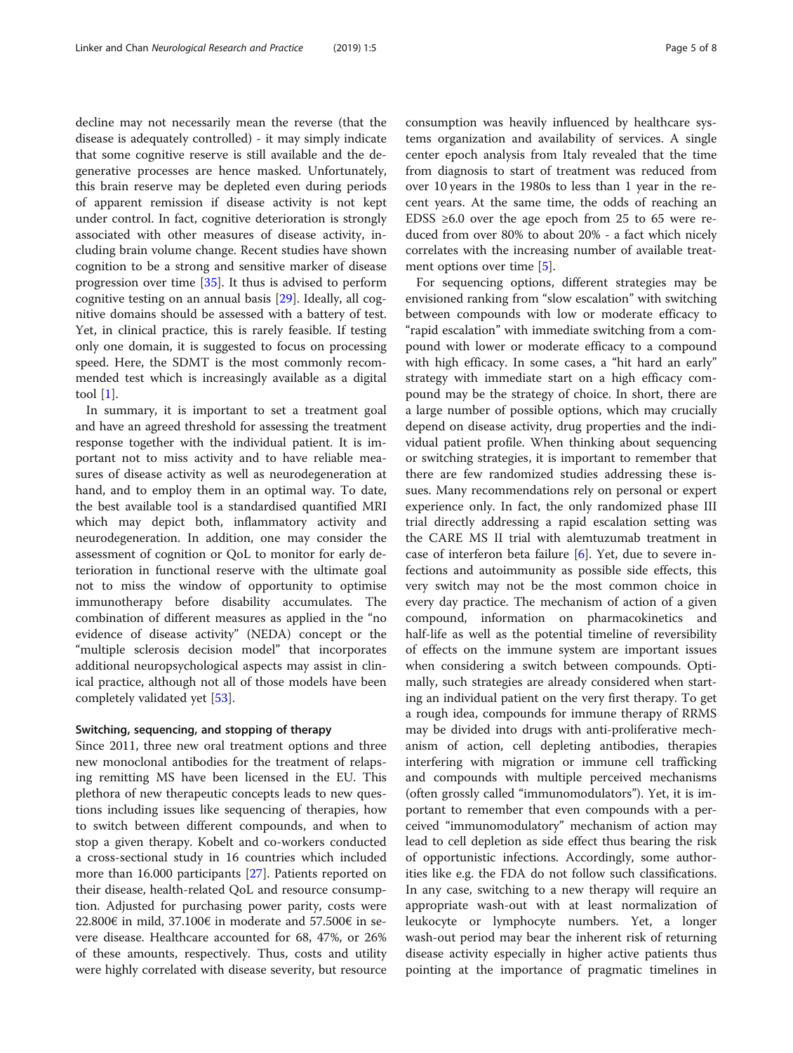decline may not necessarily mean the reverse (that the disease is adequately controlled) - it may simply indicate that some cognitive reserve is still available and the degenerative processes are hence masked. Unfortunately, this brain reserve may be depleted even during periods of apparent remission if disease activity is not kept under control. In fact, cognitive deterioration is strongly associated with other measures of disease activity, including brain volume change. Recent studies have shown cognition to be a strong and sensitive marker of disease progression over time [35]. It thus is advised to perform cognitive testing on an annual basis [29]. Ideally, all cognitive domains should be assessed with a battery of test. Yet, in clinical practice, this is rarely feasible. If testing only one domain, it is suggested to focus on processing speed. Here, the SDMT is the most commonly recommended test which is increasingly available as a digital tool [1].

In summary, it is important to set a treatment goal and have an agreed threshold for assessing the treatment response together with the individual patient. It is important not to miss activity and to have reliable measures of disease activity as well as neurodegeneration at hand, and to employ them in an optimal way. To date, the best available tool is a standardised quantified MRI which may depict both, inflammatory activity and neurodegeneration. In addition, one may consider the assessment of cognition or QoL to monitor for early deterioration in functional reserve with the ultimate goal not to miss the window of opportunity to optimise immunotherapy before disability accumulates. The combination of different measures as applied in the "no evidence of disease activity" (NEDA) concept or the "multiple sclerosis decision model" that incorporates additional neuropsychological aspects may assist in clinical practice, although not all of those models have been completely validated yet [53].

## Switching, sequencing, and stopping of therapy

Since 2011, three new oral treatment options and three new monoclonal antibodies for the treatment of relapsing remitting MS have been licensed in the EU. This plethora of new therapeutic concepts leads to new questions including issues like sequencing of therapies, how to switch between different compounds, and when to stop a given therapy. Kobelt and co-workers conducted a cross-sectional study in 16 countries which included more than 16.000 participants [27]. Patients reported on their disease, health-related QoL and resource consumption. Adjusted for purchasing power parity, costs were 22.800€ in mild, 37.100€ in moderate and 57.500€ in severe disease. Healthcare accounted for 68, 47%, or 26% of these amounts, respectively. Thus, costs and utility were highly correlated with disease severity, but resource consumption was heavily influenced by healthcare systems organization and availability of services. A single center epoch analysis from Italy revealed that the time from diagnosis to start of treatment was reduced from over 10 years in the 1980s to less than 1 year in the recent years. At the same time, the odds of reaching an EDSS ≥6.0 over the age epoch from 25 to 65 were reduced from over 80% to about 20% - a fact which nicely correlates with the increasing number of available treatment options over time [5].

For sequencing options, different strategies may be envisioned ranking from "slow escalation" with switching between compounds with low or moderate efficacy to "rapid escalation" with immediate switching from a compound with lower or moderate efficacy to a compound with high efficacy. In some cases, a "hit hard an early" strategy with immediate start on a high efficacy compound may be the strategy of choice. In short, there are a large number of possible options, which may crucially depend on disease activity, drug properties and the individual patient profile. When thinking about sequencing or switching strategies, it is important to remember that there are few randomized studies addressing these issues. Many recommendations rely on personal or expert experience only. In fact, the only randomized phase III trial directly addressing a rapid escalation setting was the CARE MS II trial with alemtuzumab treatment in case of interferon beta failure [6]. Yet, due to severe infections and autoimmunity as possible side effects, this very switch may not be the most common choice in every day practice. The mechanism of action of a given compound, information on pharmacokinetics and half-life as well as the potential timeline of reversibility of effects on the immune system are important issues when considering a switch between compounds. Optimally, such strategies are already considered when starting an individual patient on the very first therapy. To get a rough idea, compounds for immune therapy of RRMS may be divided into drugs with anti-proliferative mechanism of action, cell depleting antibodies, therapies interfering with migration or immune cell trafficking and compounds with multiple perceived mechanisms (often grossly called "immunomodulators"). Yet, it is important to remember that even compounds with a perceived "immunomodulatory" mechanism of action may lead to cell depletion as side effect thus bearing the risk of opportunistic infections. Accordingly, some authorities like e.g. the FDA do not follow such classifications. In any case, switching to a new therapy will require an appropriate wash-out with at least normalization of leukocyte or lymphocyte numbers. Yet, a longer wash-out period may bear the inherent risk of returning disease activity especially in higher active patients thus pointing at the importance of pragmatic timelines in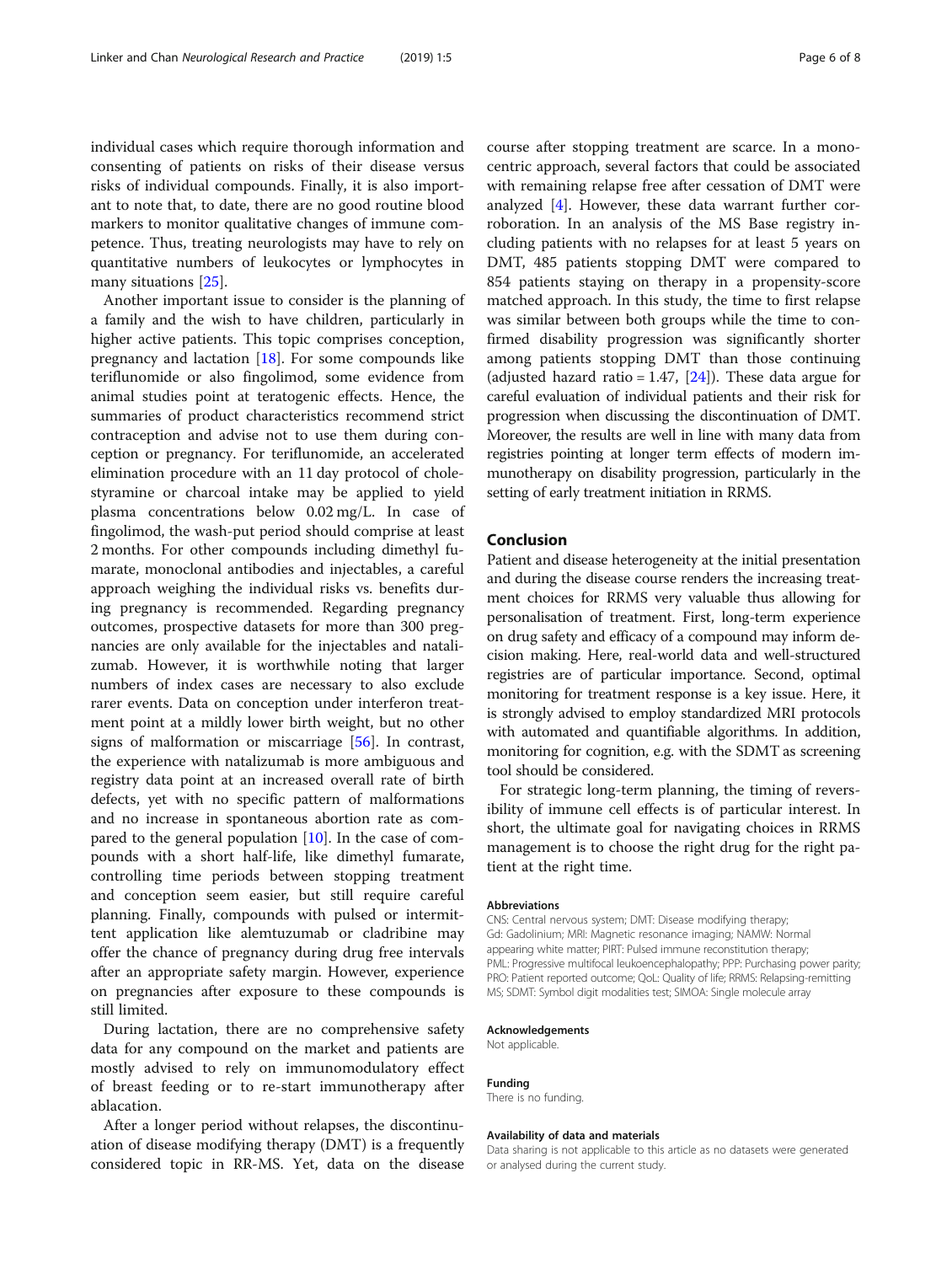individual cases which require thorough information and consenting of patients on risks of their disease versus risks of individual compounds. Finally, it is also important to note that, to date, there are no good routine blood markers to monitor qualitative changes of immune competence. Thus, treating neurologists may have to rely on quantitative numbers of leukocytes or lymphocytes in many situations [25].

Another important issue to consider is the planning of a family and the wish to have children, particularly in higher active patients. This topic comprises conception, pregnancy and lactation [18]. For some compounds like teriflunomide or also fingolimod, some evidence from animal studies point at teratogenic effects. Hence, the summaries of product characteristics recommend strict contraception and advise not to use them during conception or pregnancy. For teriflunomide, an accelerated elimination procedure with an 11 day protocol of cholestyramine or charcoal intake may be applied to yield plasma concentrations below 0.02 mg/L. In case of fingolimod, the wash-put period should comprise at least 2 months. For other compounds including dimethyl fumarate, monoclonal antibodies and injectables, a careful approach weighing the individual risks vs. benefits during pregnancy is recommended. Regarding pregnancy outcomes, prospective datasets for more than 300 pregnancies are only available for the injectables and natalizumab. However, it is worthwhile noting that larger numbers of index cases are necessary to also exclude rarer events. Data on conception under interferon treatment point at a mildly lower birth weight, but no other signs of malformation or miscarriage [56]. In contrast, the experience with natalizumab is more ambiguous and registry data point at an increased overall rate of birth defects, yet with no specific pattern of malformations and no increase in spontaneous abortion rate as compared to the general population [10]. In the case of compounds with a short half-life, like dimethyl fumarate, controlling time periods between stopping treatment and conception seem easier, but still require careful planning. Finally, compounds with pulsed or intermittent application like alemtuzumab or cladribine may offer the chance of pregnancy during drug free intervals after an appropriate safety margin. However, experience on pregnancies after exposure to these compounds is still limited.

During lactation, there are no comprehensive safety data for any compound on the market and patients are mostly advised to rely on immunomodulatory effect of breast feeding or to re-start immunotherapy after ablacation.

After a longer period without relapses, the discontinuation of disease modifying therapy (DMT) is a frequently considered topic in RR-MS. Yet, data on the disease course after stopping treatment are scarce. In a monocentric approach, several factors that could be associated with remaining relapse free after cessation of DMT were analyzed [4]. However, these data warrant further corroboration. In an analysis of the MS Base registry including patients with no relapses for at least 5 years on DMT, 485 patients stopping DMT were compared to 854 patients staying on therapy in a propensity-score matched approach. In this study, the time to first relapse was similar between both groups while the time to confirmed disability progression was significantly shorter among patients stopping DMT than those continuing (adjusted hazard ratio = 1.47, [24]). These data argue for careful evaluation of individual patients and their risk for progression when discussing the discontinuation of DMT. Moreover, the results are well in line with many data from registries pointing at longer term effects of modern immunotherapy on disability progression, particularly in the setting of early treatment initiation in RRMS.

## Conclusion

Patient and disease heterogeneity at the initial presentation and during the disease course renders the increasing treatment choices for RRMS very valuable thus allowing for personalisation of treatment. First, long-term experience on drug safety and efficacy of a compound may inform decision making. Here, real-world data and well-structured registries are of particular importance. Second, optimal monitoring for treatment response is a key issue. Here, it is strongly advised to employ standardized MRI protocols with automated and quantifiable algorithms. In addition, monitoring for cognition, e.g. with the SDMT as screening tool should be considered.

For strategic long-term planning, the timing of reversibility of immune cell effects is of particular interest. In short, the ultimate goal for navigating choices in RRMS management is to choose the right drug for the right patient at the right time.

### Abbreviations

CNS: Central nervous system; DMT: Disease modifying therapy; Gd: Gadolinium; MRI: Magnetic resonance imaging; NAMW: Normal appearing white matter; PIRT: Pulsed immune reconstitution therapy; PML: Progressive multifocal leukoencephalopathy; PPP: Purchasing power parity; PRO: Patient reported outcome; QoL: Quality of life; RRMS: Relapsing-remitting MS; SDMT: Symbol digit modalities test; SIMOA: Single molecule array

### Acknowledgements

Not applicable.

### Funding

There is no funding.

### Availability of data and materials

Data sharing is not applicable to this article as no datasets were generated or analysed during the current study.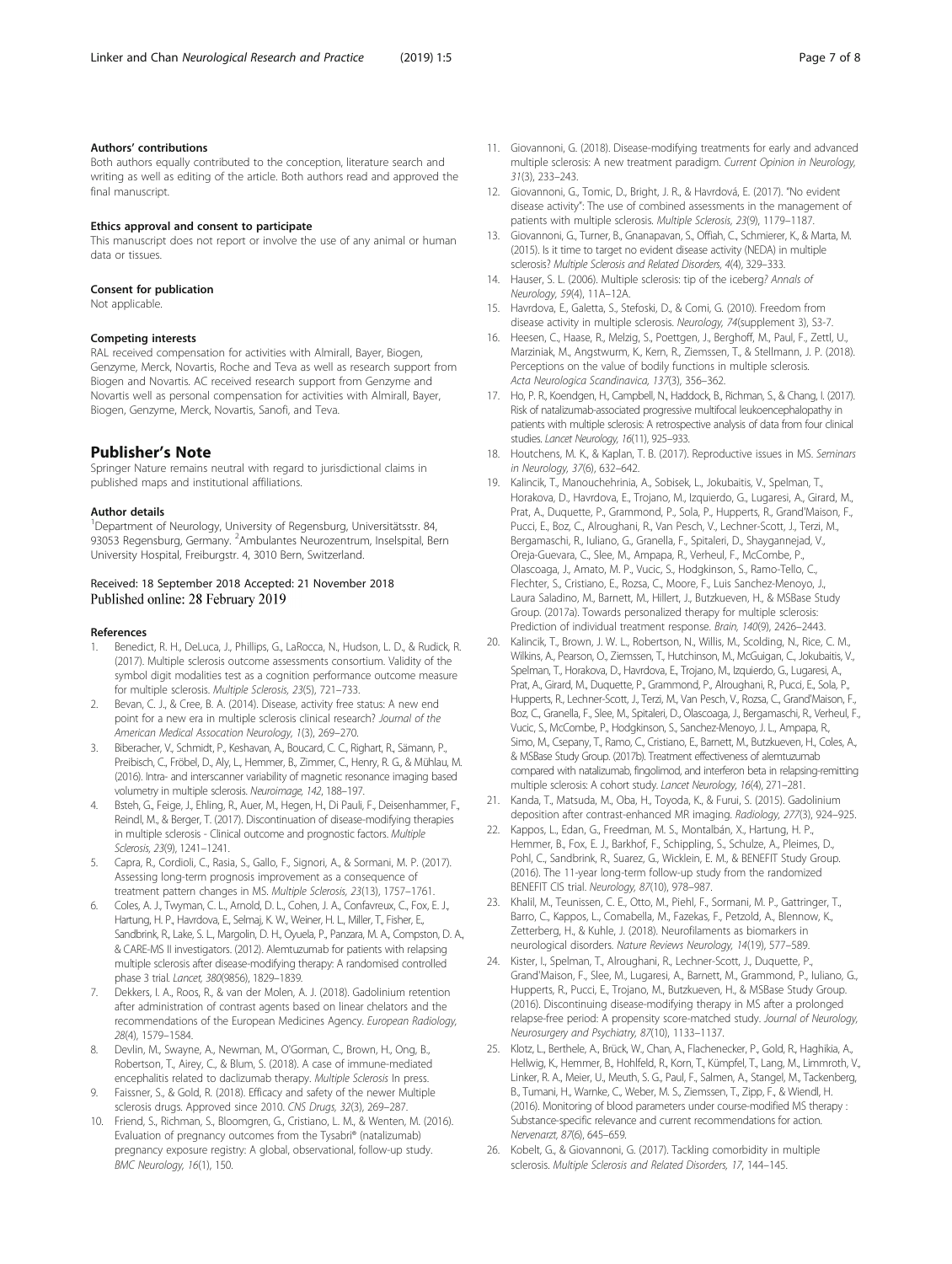### Authors' contributions

Both authors equally contributed to the conception, literature search and writing as well as editing of the article. Both authors read and approved the final manuscript.

### Ethics approval and consent to participate

This manuscript does not report or involve the use of any animal or human data or tissues.

### Consent for publication

Not applicable.

### Competing interests

RAL received compensation for activities with Almirall, Bayer, Biogen, Genzyme, Merck, Novartis, Roche and Teva as well as research support from Biogen and Novartis. AC received research support from Genzyme and Novartis well as personal compensation for activities with Almirall, Bayer, Biogen, Genzyme, Merck, Novartis, Sanofi, and Teva.

## Publisher's Note

Springer Nature remains neutral with regard to jurisdictional claims in published maps and institutional affiliations.

### Author details

[1]Department of Neurology, University of Regensburg, Universitätsstr. 84, 93053 Regensburg, Germany. [2]Ambulantes Neurozentrum, Inselspital, Bern University Hospital, Freiburgstr. 4, 3010 Bern, Switzerland.

Received: 18 September 2018 Accepted: 21 November 2018
Published online: 28 February 2019

### References

1. Benedict, R. H., DeLuca, J., Phillips, G., LaRocca, N., Hudson, L. D., & Rudick, R. (2017). Multiple sclerosis outcome assessments consortium. Validity of the symbol digit modalities test as a cognition performance outcome measure for multiple sclerosis. *Multiple Sclerosis, 23*(5), 721–733.
2. Bevan, C. J., & Cree, B. A. (2014). Disease, activity free status: A new end point for a new era in multiple sclerosis clinical research? *Journal of the American Medical Assocation Neurology, 1*(3), 269–270.
3. Biberacher, V., Schmidt, P., Keshavan, A., Boucard, C. C., Righart, R., Sämann, P., Preibisch, C., Fröbel, D., Aly, L., Hemmer, B., Zimmer, C., Henry, R. G., & Mühlau, M. (2016). Intra- and interscanner variability of magnetic resonance imaging based volumetry in multiple sclerosis. *Neuroimage, 142*, 188–197.
4. Bsteh, G., Feige, J., Ehling, R., Auer, M., Hegen, H., Di Pauli, F., Deisenhammer, F., Reindl, M., & Berger, T. (2017). Discontinuation of disease-modifying therapies in multiple sclerosis - Clinical outcome and prognostic factors. *Multiple Sclerosis, 23*(9), 1241–1241.
5. Capra, R., Cordioli, C., Rasia, S., Gallo, F., Signori, A., & Sormani, M. P. (2017). Assessing long-term prognosis improvement as a consequence of treatment pattern changes in MS. *Multiple Sclerosis, 23*(13), 1757–1761.
6. Coles, A. J., Twyman, C. L., Arnold, D. L., Cohen, J. A., Confavreux, C., Fox, E. J., Hartung, H. P., Havrdova, E., Selmaj, K. W., Weiner, H. L., Miller, T., Fisher, E., Sandbrink, R., Lake, S. L., Margolin, D. H., Oyuela, P., Panzara, M. A., Compston, D. A., & CARE-MS II investigators. (2012). Alemtuzumab for patients with relapsing multiple sclerosis after disease-modifying therapy: A randomised controlled phase 3 trial. *Lancet, 380*(9856), 1829–1839.
7. Dekkers, I. A., Roos, R., & van der Molen, A. J. (2018). Gadolinium retention after administration of contrast agents based on linear chelators and the recommendations of the European Medicines Agency. *European Radiology, 28*(4), 1579–1584.
8. Devlin, M., Swayne, A., Newman, M., O'Gorman, C., Brown, H., Ong, B., Robertson, T., Airey, C., & Blum, S. (2018). A case of immune-mediated encephalitis related to daclizumab therapy. *Multiple Sclerosis* In press.
9. Faissner, S., & Gold, R. (2018). Efficacy and safety of the newer Multiple sclerosis drugs. Approved since 2010. *CNS Drugs, 32*(3), 269–287.
10. Friend, S., Richman, S., Bloomgren, G., Cristiano, L. M., & Wenten, M. (2016). Evaluation of pregnancy outcomes from the Tysabri® (natalizumab) pregnancy exposure registry: A global, observational, follow-up study. *BMC Neurology, 16*(1), 150.
11. Giovannoni, G. (2018). Disease-modifying treatments for early and advanced multiple sclerosis: A new treatment paradigm. *Current Opinion in Neurology, 31*(3), 233–243.
12. Giovannoni, G., Tomic, D., Bright, J. R., & Havrdová, E. (2017). "No evident disease activity": The use of combined assessments in the management of patients with multiple sclerosis. *Multiple Sclerosis, 23*(9), 1179–1187.
13. Giovannoni, G., Turner, B., Gnanapavan, S., Offiah, C., Schmierer, K., & Marta, M. (2015). Is it time to target no evident disease activity (NEDA) in multiple sclerosis? *Multiple Sclerosis and Related Disorders, 4*(4), 329–333.
14. Hauser, S. L. (2006). Multiple sclerosis: tip of the iceberg? *Annals of Neurology, 59*(4), 11A–12A.
15. Havrdova, E., Galetta, S., Stefoski, D., & Comi, G. (2010). Freedom from disease activity in multiple sclerosis. *Neurology, 74*(supplement 3), S3-7.
16. Heesen, C., Haase, R., Melzig, S., Poettgen, J., Berghoff, M., Paul, F., Zettl, U., Marziniak, M., Angstwurm, K., Kern, R., Ziemssen, T., & Stellmann, J. P. (2018). Perceptions on the value of bodily functions in multiple sclerosis. *Acta Neurologica Scandinavica, 137*(3), 356–362.
17. Ho, P. R., Koendgen, H., Campbell, N., Haddock, B., Richman, S., & Chang, I. (2017). Risk of natalizumab-associated progressive multifocal leukoencephalopathy in patients with multiple sclerosis: A retrospective analysis of data from four clinical studies. *Lancet Neurology, 16*(11), 925–933.
18. Houtchens, M. K., & Kaplan, T. B. (2017). Reproductive issues in MS. *Seminars in Neurology, 37*(6), 632–642.
19. Kalincik, T., Manouchehrinia, A., Sobisek, L., Jokubaitis, V., Spelman, T., Horakova, D., Havrdova, E., Trojano, M., Izquierdo, G., Lugaresi, A., Girard, M., Prat, A., Duquette, P., Grammond, P., Sola, P., Hupperts, R., Grand'Maison, F., Pucci, E., Boz, C., Alroughani, R., Van Pesch, V., Lechner-Scott, J., Terzi, M., Bergamaschi, R., Iuliano, G., Granella, F., Spitaleri, D., Shaygannejad, V., Oreja-Guevara, C., Slee, M., Ampapa, R., Verheul, F., McCombe, P., Olascoaga, J., Amato, M. P., Vucic, S., Hodgkinson, S., Ramo-Tello, C., Flechter, S., Cristiano, E., Rozsa, C., Moore, F., Luis Sanchez-Menoyo, J., Laura Saladino, M., Barnett, M., Hillert, J., Butzkueven, H., & MSBase Study Group. (2017a). Towards personalized therapy for multiple sclerosis: Prediction of individual treatment response. *Brain, 140*(9), 2426–2443.
20. Kalincik, T., Brown, J. W. L., Robertson, N., Willis, M., Scolding, N., Rice, C. M., Wilkins, A., Pearson, O., Ziemssen, T., Hutchinson, M., McGuigan, C., Jokubaitis, V., Spelman, T., Horakova, D., Havrdova, E., Trojano, M., Izquierdo, G., Lugaresi, A., Prat, A., Girard, M., Duquette, P., Grammond, P., Alroughani, R., Pucci, E., Sola, P., Hupperts, R., Lechner-Scott, J., Terzi, M., Van Pesch, V., Rozsa, C., Grand'Maison, F., Boz, C., Granella, F., Slee, M., Spitaleri, D., Olascoaga, J., Bergamaschi, R., Verheul, F., Vucic, S., McCombe, P., Hodgkinson, S., Sanchez-Menoyo, J. L., Ampapa, R., Simo, M., Csepany, T., Ramo, C., Cristiano, E., Barnett, M., Butzkueven, H., Coles, A., & MSBase Study Group. (2017b). Treatment effectiveness of alemtuzumab compared with natalizumab, fingolimod, and interferon beta in relapsing-remitting multiple sclerosis: A cohort study. *Lancet Neurology, 16*(4), 271–281.
21. Kanda, T., Matsuda, M., Oba, H., Toyoda, K., & Furui, S. (2015). Gadolinium deposition after contrast-enhanced MR imaging. *Radiology, 277*(3), 924–925.
22. Kappos, L., Edan, G., Freedman, M. S., Montalbán, X., Hartung, H. P., Hemmer, B., Fox, E. J., Barkhof, F., Schippling, S., Schulze, A., Pleimes, D., Pohl, C., Sandbrink, R., Suarez, G., Wicklein, E. M., & BENEFIT Study Group. (2016). The 11-year long-term follow-up study from the randomized BENEFIT CIS trial. *Neurology, 87*(10), 978–987.
23. Khalil, M., Teunissen, C. E., Otto, M., Piehl, F., Sormani, M. P., Gattringer, T., Barro, C., Kappos, L., Comabella, M., Fazekas, F., Petzold, A., Blennow, K., Zetterberg, H., & Kuhle, J. (2018). Neurofilaments as biomarkers in neurological disorders. *Nature Reviews Neurology, 14*(19), 577–589.
24. Kister, I., Spelman, T., Alroughani, R., Lechner-Scott, J., Duquette, P., Grand'Maison, F., Slee, M., Lugaresi, A., Barnett, M., Grammond, P., Iuliano, G., Hupperts, R., Pucci, E., Trojano, M., Butzkueven, H., & MSBase Study Group. (2016). Discontinuing disease-modifying therapy in MS after a prolonged relapse-free period: A propensity score-matched study. *Journal of Neurology, Neurosurgery and Psychiatry, 87*(10), 1133–1137.
25. Klotz, L., Berthele, A., Brück, W., Chan, A., Flachenecker, P., Gold, R., Haghikia, A., Hellwig, K., Hemmer, B., Hohlfeld, R., Korn, T., Kümpfel, T., Lang, M., Limmroth, V., Linker, R. A., Meier, U., Meuth, S. G., Paul, F., Salmen, A., Stangel, M., Tackenberg, B., Tumani, H., Warnke, C., Weber, M. S., Ziemssen, T., Zipp, F., & Wiendl, H. (2016). Monitoring of blood parameters under course-modified MS therapy : Substance-specific relevance and current recommendations for action. *Nervenarzt, 87*(6), 645–659.
26. Kobelt, G., & Giovannoni, G. (2017). Tackling comorbidity in multiple sclerosis. *Multiple Sclerosis and Related Disorders, 17*, 144–145.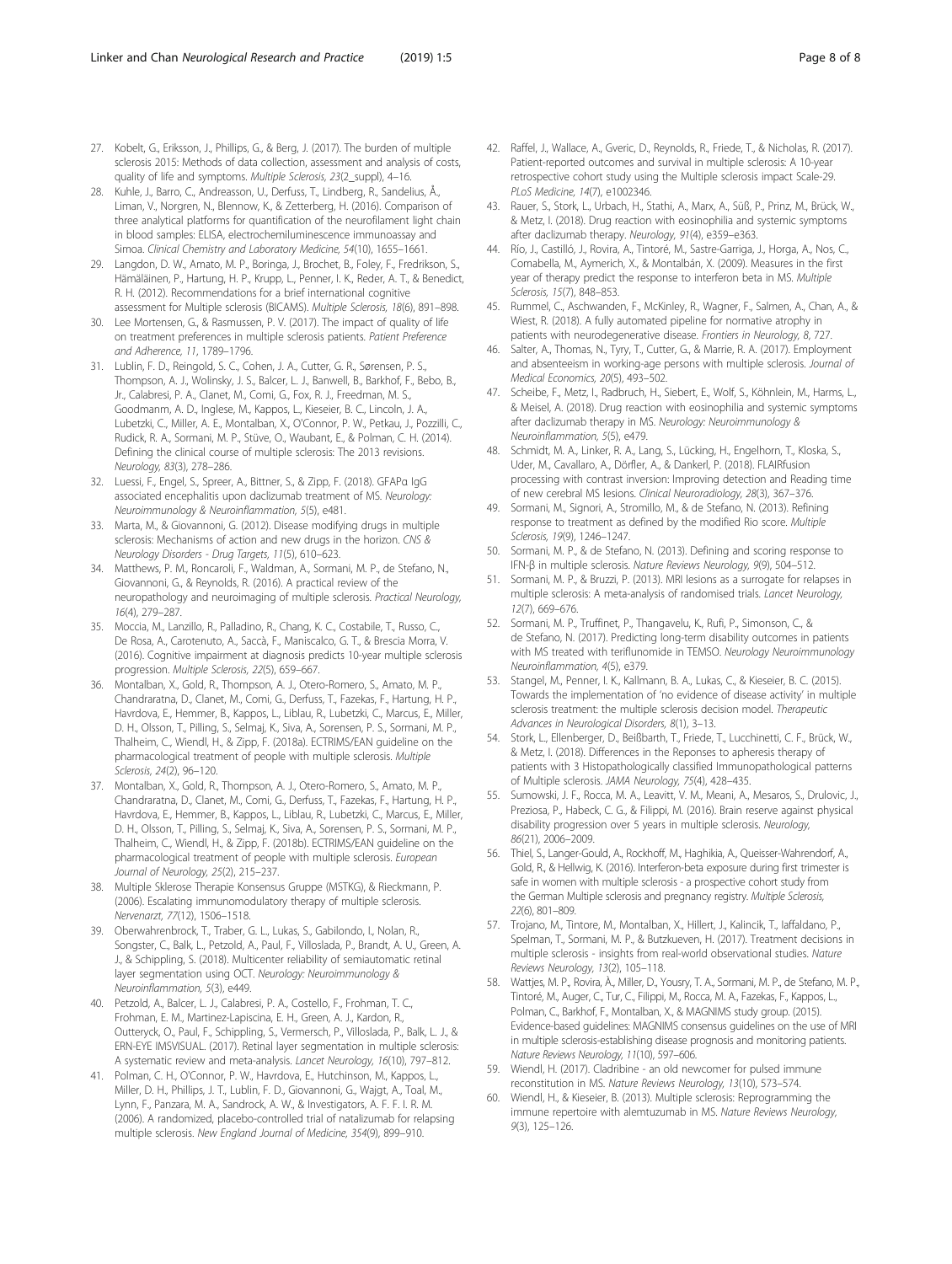27. Kobelt, G., Eriksson, J., Phillips, G., & Berg, J. (2017). The burden of multiple sclerosis 2015: Methods of data collection, assessment and analysis of costs, quality of life and symptoms. *Multiple Sclerosis, 23*(2_suppl), 4–16.
28. Kuhle, J., Barro, C., Andreasson, U., Derfuss, T., Lindberg, R., Sandelius, Å., Liman, V., Norgren, N., Blennow, K., & Zetterberg, H. (2016). Comparison of three analytical platforms for quantification of the neurofilament light chain in blood samples: ELISA, electrochemiluminescence immunoassay and Simoa. *Clinical Chemistry and Laboratory Medicine, 54*(10), 1655–1661.
29. Langdon, D. W., Amato, M. P., Boringa, J., Brochet, B., Foley, F., Fredrikson, S., Hämäläinen, P., Hartung, H. P., Krupp, L., Penner, I. K., Reder, A. T., & Benedict, R. H. (2012). Recommendations for a brief international cognitive assessment for Multiple sclerosis (BICAMS). *Multiple Sclerosis, 18*(6), 891–898.
30. Lee Mortensen, G., & Rasmussen, P. V. (2017). The impact of quality of life on treatment preferences in multiple sclerosis patients. *Patient Preference and Adherence, 11*, 1789–1796.
31. Lublin, F. D., Reingold, S. C., Cohen, J. A., Cutter, G. R., Sørensen, P. S., Thompson, A. J., Wolinsky, J. S., Balcer, L. J., Banwell, B., Barkhof, F., Bebo, B., Jr., Calabresi, P. A., Clanet, M., Comi, G., Fox, R. J., Freedman, M. S., Goodmanm, A. D., Inglese, M., Kappos, L., Kieseier, B. C., Lincoln, J. A., Lubetzki, C., Miller, A. E., Montalban, X., O'Connor, P. W., Petkau, J., Pozzilli, C., Rudick, R. A., Sormani, M. P., Stüve, O., Waubant, E., & Polman, C. H. (2014). Defining the clinical course of multiple sclerosis: The 2013 revisions. *Neurology, 83*(3), 278–286.
32. Luessi, F., Engel, S., Spreer, A., Bittner, S., & Zipp, F. (2018). GFAPα IgG associated encephalitis upon daclizumab treatment of MS. *Neurology: Neuroimmunology & Neuroinflammation, 5*(5), e481.
33. Marta, M., & Giovannoni, G. (2012). Disease modifying drugs in multiple sclerosis: Mechanisms of action and new drugs in the horizon. *CNS & Neurology Disorders - Drug Targets, 11*(5), 610–623.
34. Matthews, P. M., Roncaroli, F., Waldman, A., Sormani, M. P., de Stefano, N., Giovannoni, G., & Reynolds, R. (2016). A practical review of the neuropathology and neuroimaging of multiple sclerosis. *Practical Neurology, 16*(4), 279–287.
35. Moccia, M., Lanzillo, R., Palladino, R., Chang, K. C., Costabile, T., Russo, C., De Rosa, A., Carotenuto, A., Saccà, F., Maniscalco, G. T., & Brescia Morra, V. (2016). Cognitive impairment at diagnosis predicts 10-year multiple sclerosis progression. *Multiple Sclerosis, 22*(5), 659–667.
36. Montalban, X., Gold, R., Thompson, A. J., Otero-Romero, S., Amato, M. P., Chandraratna, D., Clanet, M., Comi, G., Derfuss, T., Fazekas, F., Hartung, H. P., Havrdova, E., Hemmer, B., Kappos, L., Liblau, R., Lubetzki, C., Marcus, E., Miller, D. H., Olsson, T., Pilling, S., Selmaj, K., Siva, A., Sorensen, P. S., Sormani, M. P., Thalheim, C., Wiendl, H., & Zipp, F. (2018a). ECTRIMS/EAN guideline on the pharmacological treatment of people with multiple sclerosis. *Multiple Sclerosis, 24*(2), 96–120.
37. Montalban, X., Gold, R., Thompson, A. J., Otero-Romero, S., Amato, M. P., Chandraratna, D., Clanet, M., Comi, G., Derfuss, T., Fazekas, F., Hartung, H. P., Havrdova, E., Hemmer, B., Kappos, L., Liblau, R., Lubetzki, C., Marcus, E., Miller, D. H., Olsson, T., Pilling, S., Selmaj, K., Siva, A., Sorensen, P. S., Sormani, M. P., Thalheim, C., Wiendl, H., & Zipp, F. (2018b). ECTRIMS/EAN guideline on the pharmacological treatment of people with multiple sclerosis. *European Journal of Neurology, 25*(2), 215–237.
38. Multiple Sklerose Therapie Konsensus Gruppe (MSTKG), & Rieckmann, P. (2006). Escalating immunomodulatory therapy of multiple sclerosis. *Nervenarzt, 77*(12), 1506–1518.
39. Oberwahrenbrock, T., Traber, G. L., Lukas, S., Gabilondo, I., Nolan, R., Songster, C., Balk, L., Petzold, A., Paul, F., Villoslada, P., Brandt, A. U., Green, A. J., & Schippling, S. (2018). Multicenter reliability of semiautomatic retinal layer segmentation using OCT. *Neurology: Neuroimmunology & Neuroinflammation, 5*(3), e449.
40. Petzold, A., Balcer, L. J., Calabresi, P. A., Costello, F., Frohman, T. C., Frohman, E. M., Martinez-Lapiscina, E. H., Green, A. J., Kardon, R., Outteryck, O., Paul, F., Schippling, S., Vermersch, P., Villoslada, P., Balk, L. J., & ERN-EYE IMSVISUAL. (2017). Retinal layer segmentation in multiple sclerosis: A systematic review and meta-analysis. *Lancet Neurology, 16*(10), 797–812.
41. Polman, C. H., O'Connor, P. W., Havrdova, E., Hutchinson, M., Kappos, L., Miller, D. H., Phillips, J. T., Lublin, F. D., Giovannoni, G., Wajgt, A., Toal, M., Lynn, F., Panzara, M. A., Sandrock, A. W., & Investigators, A. F. F. I. R. M. (2006). A randomized, placebo-controlled trial of natalizumab for relapsing multiple sclerosis. *New England Journal of Medicine, 354*(9), 899–910.
42. Raffel, J., Wallace, A., Gveric, D., Reynolds, R., Friede, T., & Nicholas, R. (2017). Patient-reported outcomes and survival in multiple sclerosis: A 10-year retrospective cohort study using the Multiple sclerosis impact Scale-29. *PLoS Medicine, 14*(7), e1002346.
43. Rauer, S., Stork, L., Urbach, H., Stathi, A., Marx, A., Süß, P., Prinz, M., Brück, W., & Metz, I. (2018). Drug reaction with eosinophilia and systemic symptoms after daclizumab therapy. *Neurology, 91*(4), e359–e363.
44. Río, J., Castilló, J., Rovira, A., Tintoré, M., Sastre-Garriga, J., Horga, A., Nos, C., Comabella, M., Aymerich, X., & Montalbán, X. (2009). Measures in the first year of therapy predict the response to interferon beta in MS. *Multiple Sclerosis, 15*(7), 848–853.
45. Rummel, C., Aschwanden, F., McKinley, R., Wagner, F., Salmen, A., Chan, A., & Wiest, R. (2018). A fully automated pipeline for normative atrophy in patients with neurodegenerative disease. *Frontiers in Neurology, 8*, 727.
46. Salter, A., Thomas, N., Tyry, T., Cutter, G., & Marrie, R. A. (2017). Employment and absenteeism in working-age persons with multiple sclerosis. *Journal of Medical Economics, 20*(5), 493–502.
47. Scheibe, F., Metz, I., Radbruch, H., Siebert, E., Wolf, S., Köhnlein, M., Harms, L., & Meisel, A. (2018). Drug reaction with eosinophilia and systemic symptoms after daclizumab therapy in MS. *Neurology: Neuroimmunology & Neuroinflammation, 5*(5), e479.
48. Schmidt, M. A., Linker, R. A., Lang, S., Lücking, H., Engelhorn, T., Kloska, S., Uder, M., Cavallaro, A., Dörfler, A., & Dankerl, P. (2018). FLAIRfusion processing with contrast inversion: Improving detection and Reading time of new cerebral MS lesions. *Clinical Neuroradiology, 28*(3), 367–376.
49. Sormani, M., Signori, A., Stromillo, M., & de Stefano, N. (2013). Refining response to treatment as defined by the modified Rio score. *Multiple Sclerosis, 19*(9), 1246–1247.
50. Sormani, M. P., & de Stefano, N. (2013). Defining and scoring response to IFN-β in multiple sclerosis. *Nature Reviews Neurology, 9*(9), 504–512.
51. Sormani, M. P., & Bruzzi, P. (2013). MRI lesions as a surrogate for relapses in multiple sclerosis: A meta-analysis of randomised trials. *Lancet Neurology, 12*(7), 669–676.
52. Sormani, M. P., Truffinet, P., Thangavelu, K., Rufi, P., Simonson, C., & de Stefano, N. (2017). Predicting long-term disability outcomes in patients with MS treated with teriflunomide in TEMSO. *Neurology Neuroimmunology Neuroinflammation, 4*(5), e379.
53. Stangel, M., Penner, I. K., Kallmann, B. A., Lukas, C., & Kieseier, B. C. (2015). Towards the implementation of 'no evidence of disease activity' in multiple sclerosis treatment: the multiple sclerosis decision model. *Therapeutic Advances in Neurological Disorders, 8*(1), 3–13.
54. Stork, L., Ellenberger, D., Beißbarth, T., Friede, T., Lucchinetti, C. F., Brück, W., & Metz, I. (2018). Differences in the Reponses to apheresis therapy of patients with 3 Histopathologically classified Immunopathological patterns of Multiple sclerosis. *JAMA Neurology, 75*(4), 428–435.
55. Sumowski, J. F., Rocca, M. A., Leavitt, V. M., Meani, A., Mesaros, S., Drulovic, J., Preziosa, P., Habeck, C. G., & Filippi, M. (2016). Brain reserve against physical disability progression over 5 years in multiple sclerosis. *Neurology, 86*(21), 2006–2009.
56. Thiel, S., Langer-Gould, A., Rockhoff, M., Haghikia, A., Queisser-Wahrendorf, A., Gold, R., & Hellwig, K. (2016). Interferon-beta exposure during first trimester is safe in women with multiple sclerosis - a prospective cohort study from the German Multiple sclerosis and pregnancy registry. *Multiple Sclerosis, 22*(6), 801–809.
57. Trojano, M., Tintore, M., Montalban, X., Hillert, J., Kalincik, T., Iaffaldano, P., Spelman, T., Sormani, M. P., & Butzkueven, H. (2017). Treatment decisions in multiple sclerosis - insights from real-world observational studies. *Nature Reviews Neurology, 13*(2), 105–118.
58. Wattjes, M. P., Rovira, À., Miller, D., Yousry, T. A., Sormani, M. P., de Stefano, M. P., Tintoré, M., Auger, C., Tur, C., Filippi, M., Rocca, M. A., Fazekas, F., Kappos, L., Polman, C., Barkhof, F., Montalban, X., & MAGNIMS study group. (2015). Evidence-based guidelines: MAGNIMS consensus guidelines on the use of MRI in multiple sclerosis-establishing disease prognosis and monitoring patients. *Nature Reviews Neurology, 11*(10), 597–606.
59. Wiendl, H. (2017). Cladribine - an old newcomer for pulsed immune reconstitution in MS. *Nature Reviews Neurology, 13*(10), 573–574.
60. Wiendl, H., & Kieseier, B. (2013). Multiple sclerosis: Reprogramming the immune repertoire with alemtuzumab in MS. *Nature Reviews Neurology, 9*(3), 125–126.